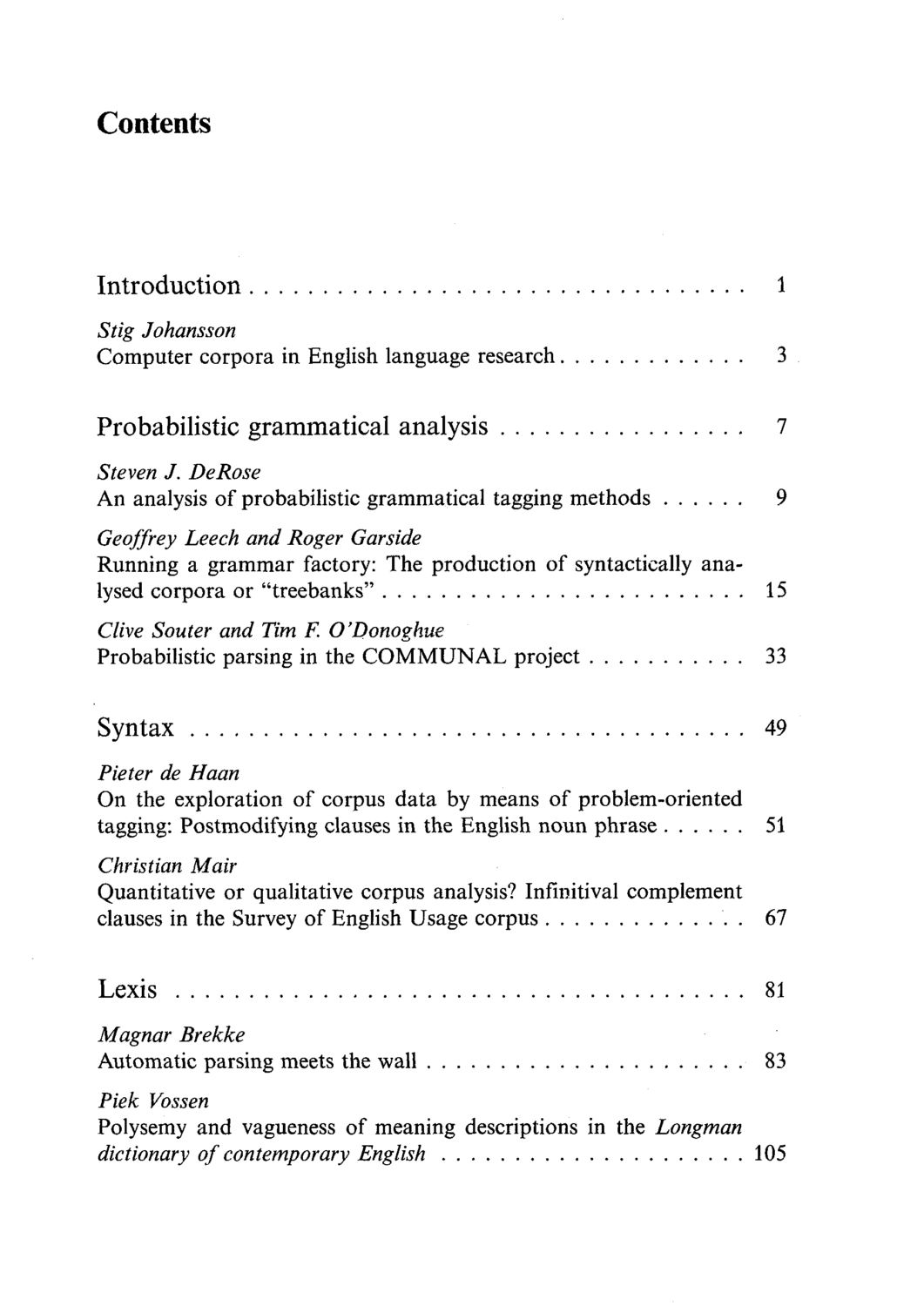# Contents

## Introduction . . . . . . . . . . . . . . . . . . . . . . . . . . . . . . . . . . 1

*Stig Johansson*
Computer corpora in English language research . . . . . . . . . . . . 3

## Probabilistic grammatical analysis . . . . . . . . . . . . . . . . . 7

*Steven J. DeRose*
An analysis of probabilistic grammatical tagging methods . . . . . . 9

*Geoffrey Leech and Roger Garside*
Running a grammar factory: The production of syntactically analysed corpora or "treebanks" . . . . . . . . . . . . . . . . . . . . . . . . . 15

*Clive Souter and Tim F. O'Donoghue*
Probabilistic parsing in the COMMUNAL project . . . . . . . . . . . 33

## Syntax . . . . . . . . . . . . . . . . . . . . . . . . . . . . . . . . . . . . . . 49

*Pieter de Haan*
On the exploration of corpus data by means of problem-oriented tagging: Postmodifying clauses in the English noun phrase . . . . . . 51

*Christian Mair*
Quantitative or qualitative corpus analysis? Infinitival complement clauses in the Survey of English Usage corpus . . . . . . . . . . . . . . 67

## Lexis . . . . . . . . . . . . . . . . . . . . . . . . . . . . . . . . . . . . . . . 81

*Magnar Brekke*
Automatic parsing meets the wall . . . . . . . . . . . . . . . . . . . . . . 83

*Piek Vossen*
Polysemy and vagueness of meaning descriptions in the *Longman dictionary of contemporary English* . . . . . . . . . . . . . . . . . . . . . 105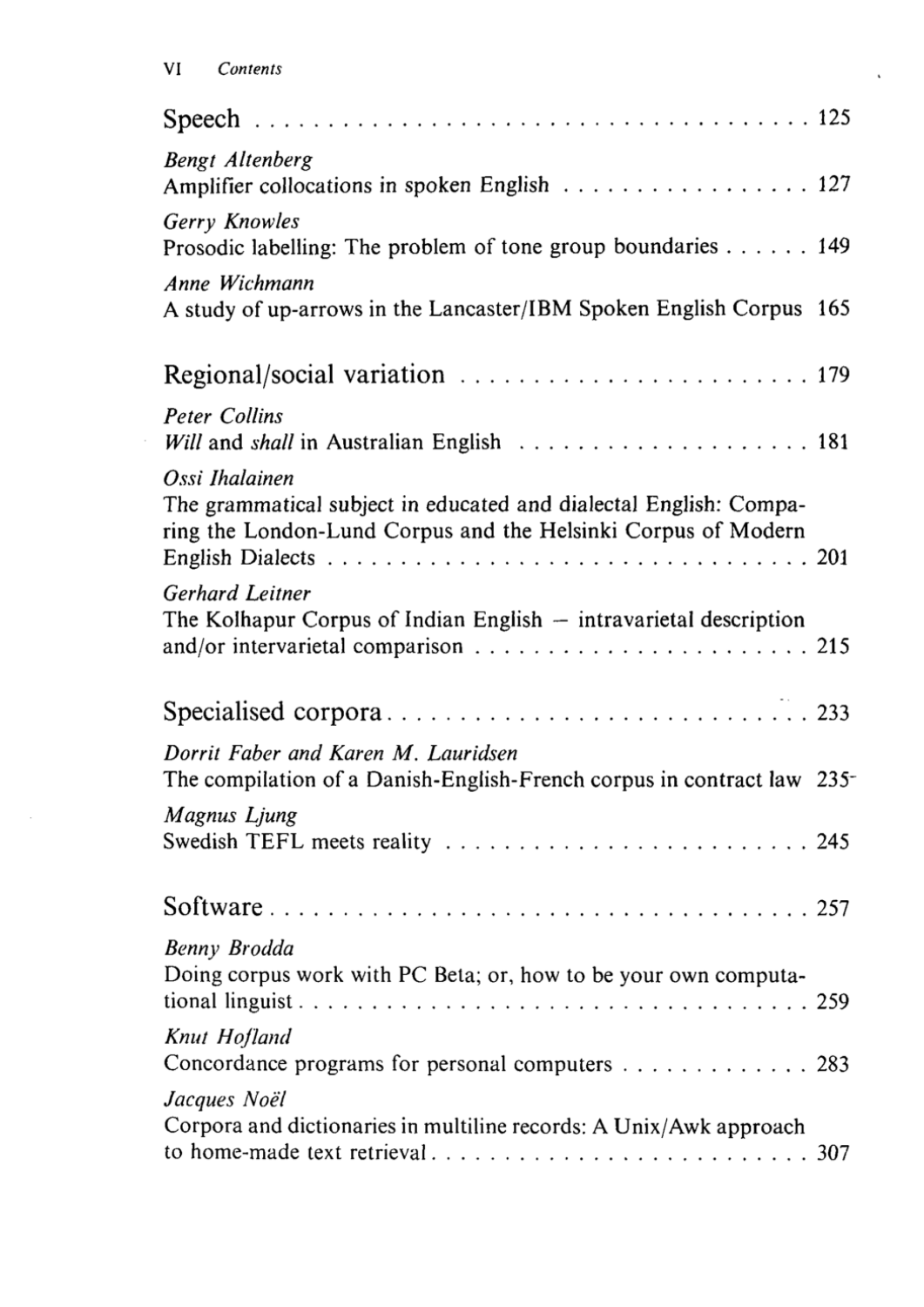## Speech ........................................ 125

*Bengt Altenberg*
Amplifier collocations in spoken English ................ 127

*Gerry Knowles*
Prosodic labelling: The problem of tone group boundaries ...... 149

*Anne Wichmann*
A study of up-arrows in the Lancaster/IBM Spoken English Corpus 165

## Regional/social variation ........................ 179

*Peter Collins*
*Will* and *shall* in Australian English .................... 181

*Ossi Ihalainen*
The grammatical subject in educated and dialectal English: Comparing the London-Lund Corpus and the Helsinki Corpus of Modern English Dialects ................................ 201

*Gerhard Leitner*
The Kolhapur Corpus of Indian English – intravarietal description and/or intervarietal comparison ........................ 215

## Specialised corpora ............................. 233

*Dorrit Faber and Karen M. Lauridsen*
The compilation of a Danish-English-French corpus in contract law 235

*Magnus Ljung*
Swedish TEFL meets reality ......................... 245

## Software ......................................... 257

*Benny Brodda*
Doing corpus work with PC Beta; or, how to be your own computational linguist .................................. 259

*Knut Hofland*
Concordance programs for personal computers ............. 283

*Jacques Noël*
Corpora and dictionaries in multiline records: A Unix/Awk approach to home-made text retrieval .......................... 307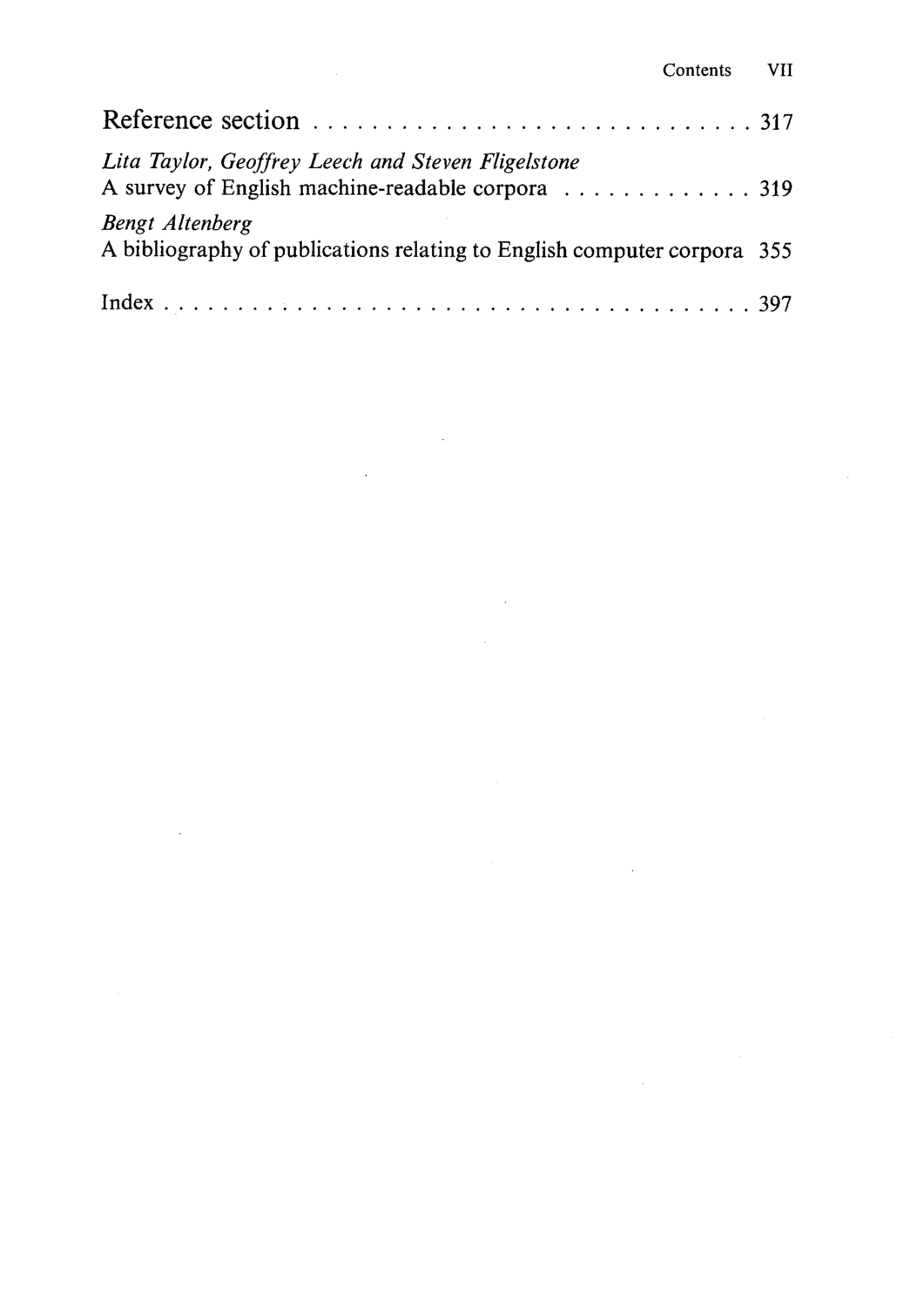Reference section . . . . . . . . . . . . . . . . . . . . . . . . . . . . . . . 317

*Lita Taylor, Geoffrey Leech and Steven Fligelstone*
A survey of English machine-readable corpora . . . . . . . . . . . . . 319

*Bengt Altenberg*
A bibliography of publications relating to English computer corpora 355

Index . . . . . . . . . . . . . . . . . . . . . . . . . . . . . . . . . . . . . . 397